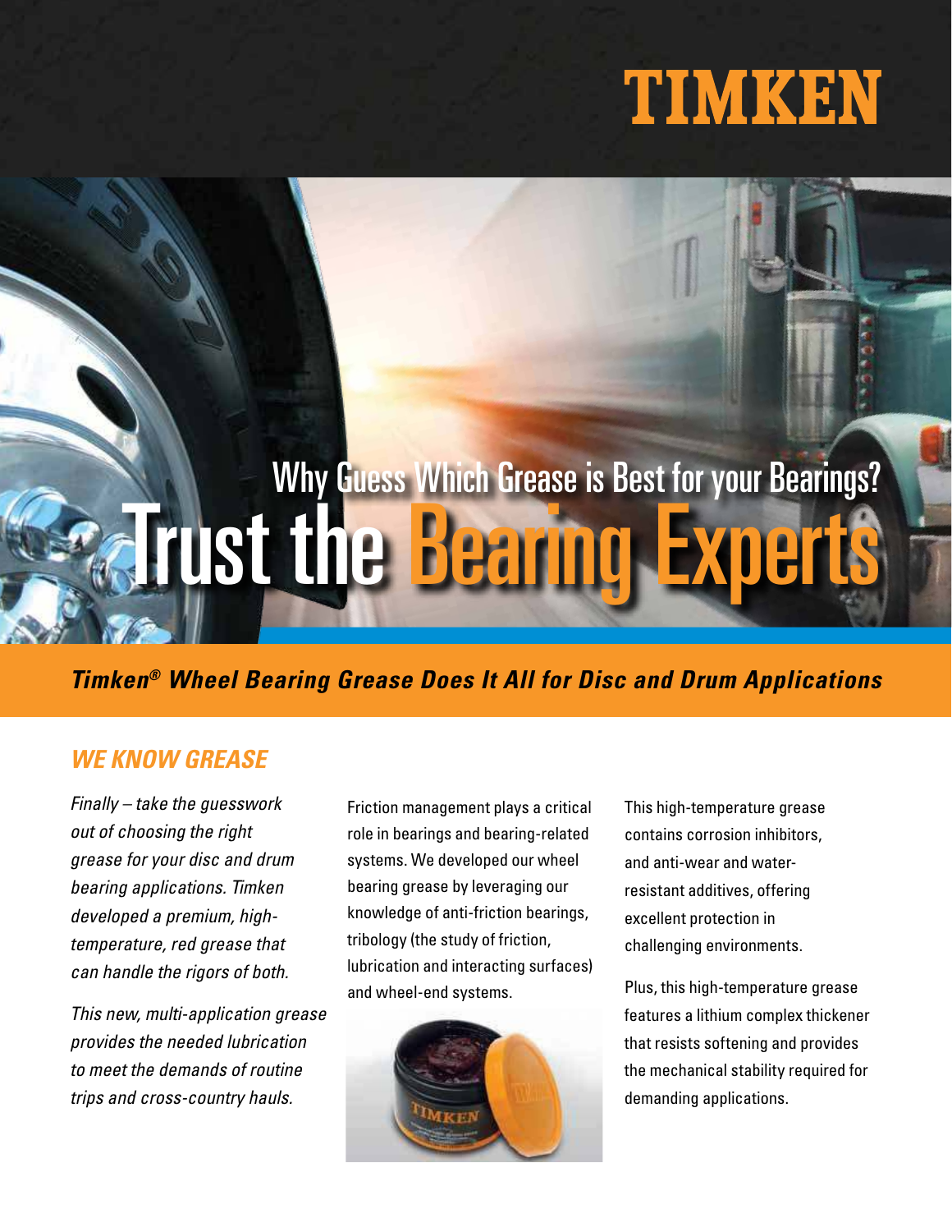TIMKEN

# Why Guess Which Grease is Best for your Bearings?

# Trust the Bearing Experts

***Timken® Wheel Bearing Grease Does It All for Disc and Drum Applications***

## WE KNOW GREASE

*Finally – take the guesswork out of choosing the right grease for your disc and drum bearing applications. Timken developed a premium, high-temperature, red grease that can handle the rigors of both.*

*This new, multi-application grease provides the needed lubrication to meet the demands of routine trips and cross-country hauls.*

Friction management plays a critical role in bearings and bearing-related systems. We developed our wheel bearing grease by leveraging our knowledge of anti-friction bearings, tribology (the study of friction, lubrication and interacting surfaces) and wheel-end systems.

This high-temperature grease contains corrosion inhibitors, and anti-wear and water-resistant additives, offering excellent protection in challenging environments.

Plus, this high-temperature grease features a lithium complex thickener that resists softening and provides the mechanical stability required for demanding applications.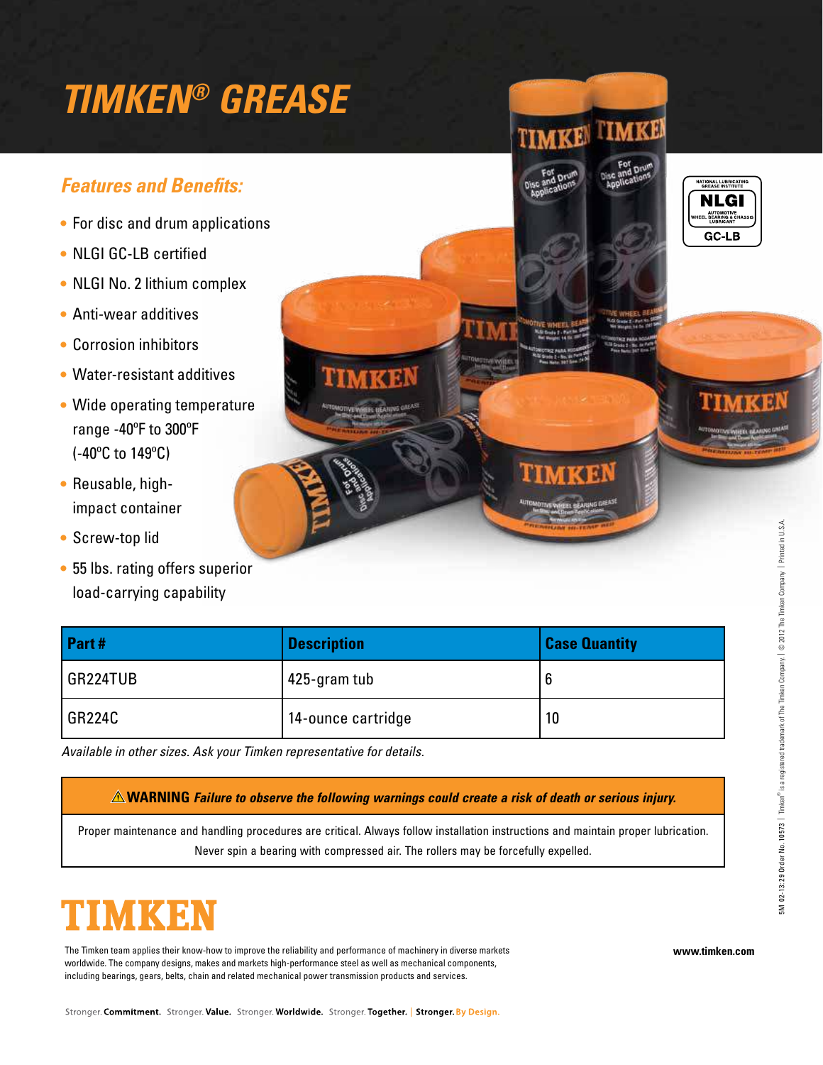# TIMKEN® GREASE

## *Features and Benefits:*

- For disc and drum applications
- NLGI GC-LB certified
- NLGI No. 2 lithium complex
- Anti-wear additives
- Corrosion inhibitors
- Water-resistant additives
- Wide operating temperature range -40ºF to 300ºF (-40ºC to 149ºC)
- Reusable, high-impact container
- Screw-top lid
- 55 lbs. rating offers superior load-carrying capability

| Part # | Description | Case Quantity |
|---|---|---|
| GR224TUB | 425-gram tub | 6 |
| GR224C | 14-ounce cartridge | 10 |

*Available in other sizes. Ask your Timken representative for details.*

⚠ **WARNING** ***Failure to observe the following warnings could create a risk of death or serious injury.***

Proper maintenance and handling procedures are critical. Always follow installation instructions and maintain proper lubrication. Never spin a bearing with compressed air. The rollers may be forcefully expelled.

**TIMKEN**

The Timken team applies their know-how to improve the reliability and performance of machinery in diverse markets worldwide. The company designs, makes and markets high-performance steel as well as mechanical components, including bearings, gears, belts, chain and related mechanical power transmission products and services.

**www.timken.com**

Stronger. **Commitment.** Stronger. **Value.** Stronger. **Worldwide.** Stronger. **Together.** | **Stronger. By Design.**

5M 02-13-29 Order No. 10573 | Timken® is a registered trademark of The Timken Company. | © 2012 The Timken Company | Printed in U.S.A.